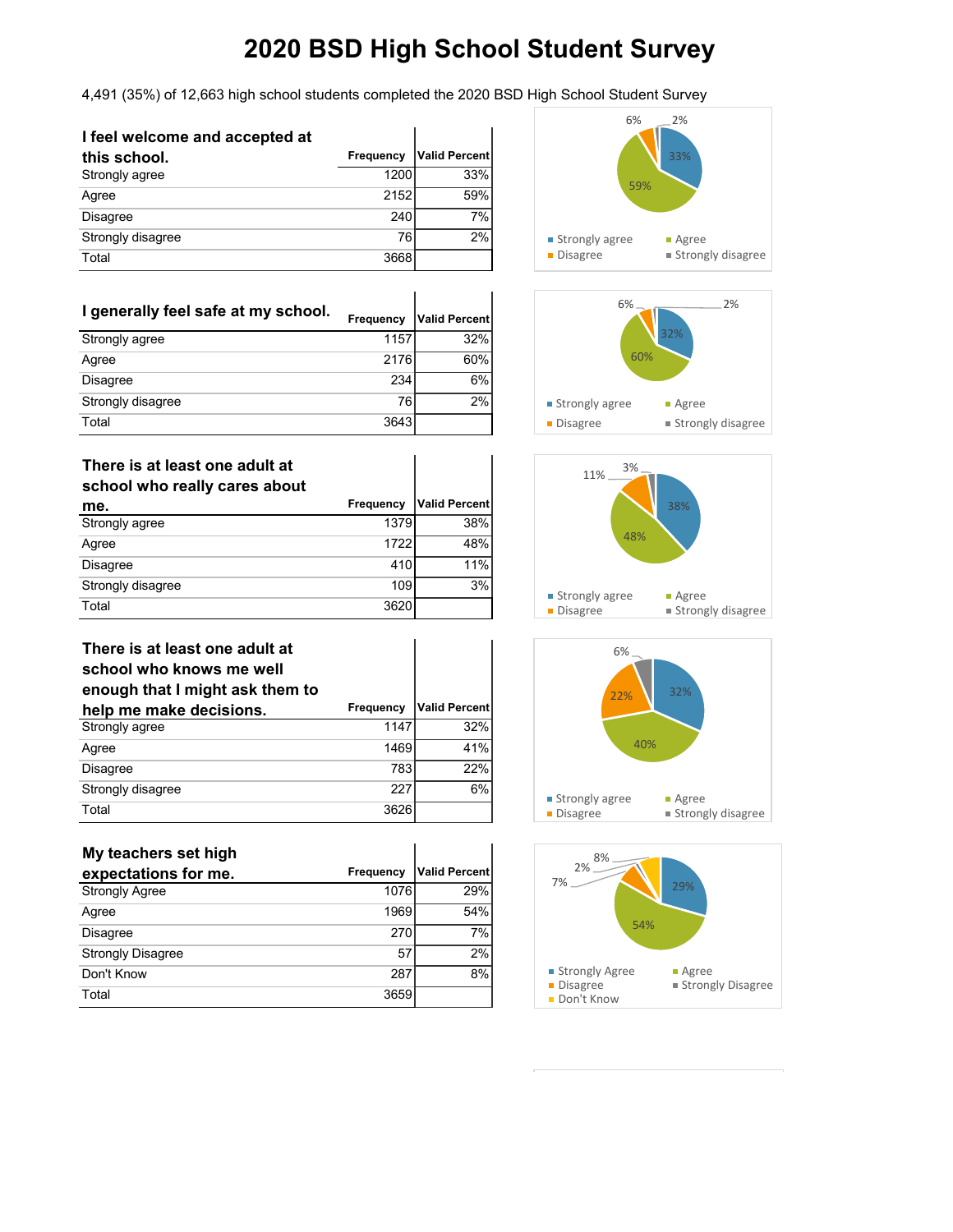# 2020 BSD High School Student Survey

4,491 (35%) of 12,663 high school students completed the 2020 BSD High School Student Survey

| I feel welcome and accepted at this school. | Frequency | Valid Percent |
|---|---|---|
| Strongly agree | 1200 | 33% |
| Agree | 2152 | 59% |
| Disagree | 240 | 7% |
| Strongly disagree | 76 | 2% |
| Total | 3668 | |

6%
2%
33%
59%
Strongly agree
Agree
Disagree
Strongly disagree

| I generally feel safe at my school. | Frequency | Valid Percent |
|---|---|---|
| Strongly agree | 1157 | 32% |
| Agree | 2176 | 60% |
| Disagree | 234 | 6% |
| Strongly disagree | 76 | 2% |
| Total | 3643 | |

6%
2%
32%
60%
Strongly agree
Agree
Disagree
Strongly disagree

| There is at least one adult at school who really cares about me. | Frequency | Valid Percent |
|---|---|---|
| Strongly agree | 1379 | 38% |
| Agree | 1722 | 48% |
| Disagree | 410 | 11% |
| Strongly disagree | 109 | 3% |
| Total | 3620 | |

11%
3%
38%
48%
Strongly agree
Agree
Disagree
Strongly disagree

| There is at least one adult at school who knows me well enough that I might ask them to help me make decisions. | Frequency | Valid Percent |
|---|---|---|
| Strongly agree | 1147 | 32% |
| Agree | 1469 | 41% |
| Disagree | 783 | 22% |
| Strongly disagree | 227 | 6% |
| Total | 3626 | |

6%
22%
32%
40%
Strongly agree
Agree
Disagree
Strongly disagree

| My teachers set high expectations for me. | Frequency | Valid Percent |
|---|---|---|
| Strongly Agree | 1076 | 29% |
| Agree | 1969 | 54% |
| Disagree | 270 | 7% |
| Strongly Disagree | 57 | 2% |
| Don't Know | 287 | 8% |
| Total | 3659 | |

8%
2%
7%
29%
54%
Strongly Agree
Agree
Disagree
Strongly Disagree
Don't Know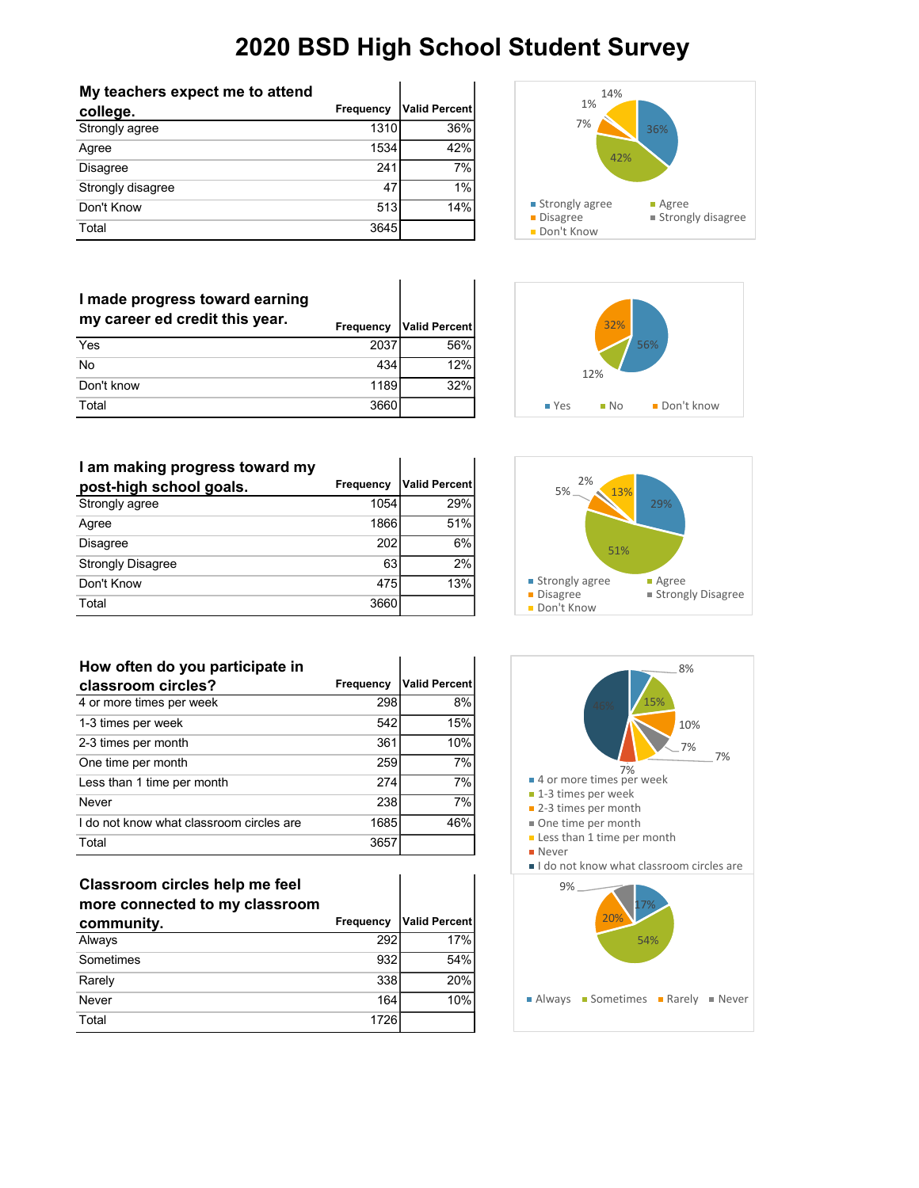# 2020 BSD High School Student Survey

| My teachers expect me to attend college. | Frequency | Valid Percent |
|---|---|---|
| Strongly agree | 1310 | 36% |
| Agree | 1534 | 42% |
| Disagree | 241 | 7% |
| Strongly disagree | 47 | 1% |
| Don't Know | 513 | 14% |
| Total | 3645 | |

14%
1%
7%
36%
42%
Strongly agree
Agree
Disagree
Strongly disagree
Don't Know

| I made progress toward earning my career ed credit this year. | Frequency | Valid Percent |
|---|---|---|
| Yes | 2037 | 56% |
| No | 434 | 12% |
| Don't know | 1189 | 32% |
| Total | 3660 | |

32%
56%
12%
Yes
No
Don't know

| I am making progress toward my post-high school goals. | Frequency | Valid Percent |
|---|---|---|
| Strongly agree | 1054 | 29% |
| Agree | 1866 | 51% |
| Disagree | 202 | 6% |
| Strongly Disagree | 63 | 2% |
| Don't Know | 475 | 13% |
| Total | 3660 | |

2%
5%
13%
29%
51%
Strongly agree
Agree
Disagree
Strongly Disagree
Don't Know

| How often do you participate in classroom circles? | Frequency | Valid Percent |
|---|---|---|
| 4 or more times per week | 298 | 8% |
| 1-3 times per week | 542 | 15% |
| 2-3 times per month | 361 | 10% |
| One time per month | 259 | 7% |
| Less than 1 time per month | 274 | 7% |
| Never | 238 | 7% |
| I do not know what classroom circles are | 1685 | 46% |
| Total | 3657 | |

8%
46%
15%
10%
7%
7%
7%
4 or more times per week
1-3 times per week
2-3 times per month
One time per month
Less than 1 time per month
Never
I do not know what classroom circles are

| Classroom circles help me feel more connected to my classroom community. | Frequency | Valid Percent |
|---|---|---|
| Always | 292 | 17% |
| Sometimes | 932 | 54% |
| Rarely | 338 | 20% |
| Never | 164 | 10% |
| Total | 1726 | |

9%
17%
20%
54%
Always
Sometimes
Rarely
Never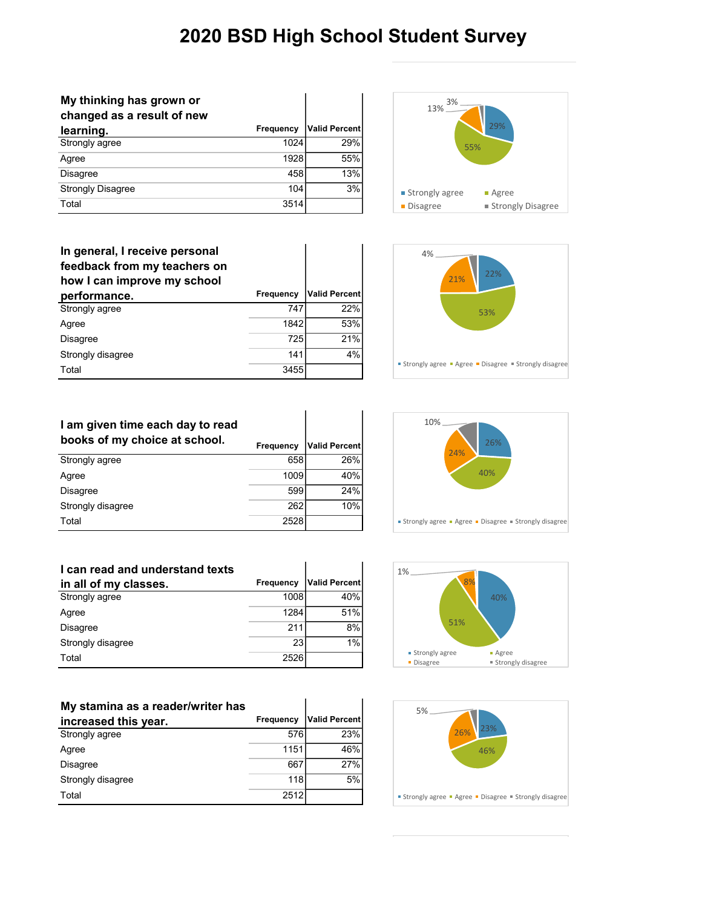# 2020 BSD High School Student Survey

| My thinking has grown or changed as a result of new learning. | Frequency | Valid Percent |
|---|---|---|
| Strongly agree | 1024 | 29% |
| Agree | 1928 | 55% |
| Disagree | 458 | 13% |
| Strongly Disagree | 104 | 3% |
| Total | 3514 | |

29%
55%
13%
3%
Strongly agree
Agree
Disagree
Strongly Disagree

| In general, I receive personal feedback from my teachers on how I can improve my school performance. | Frequency | Valid Percent |
|---|---|---|
| Strongly agree | 747 | 22% |
| Agree | 1842 | 53% |
| Disagree | 725 | 21% |
| Strongly disagree | 141 | 4% |
| Total | 3455 | |

4%
21%
22%
53%
Strongly agree Agree Disagree Strongly disagree

| I am given time each day to read books of my choice at school. | Frequency | Valid Percent |
|---|---|---|
| Strongly agree | 658 | 26% |
| Agree | 1009 | 40% |
| Disagree | 599 | 24% |
| Strongly disagree | 262 | 10% |
| Total | 2528 | |

10%
24%
26%
40%
Strongly agree Agree Disagree Strongly disagree

| I can read and understand texts in all of my classes. | Frequency | Valid Percent |
|---|---|---|
| Strongly agree | 1008 | 40% |
| Agree | 1284 | 51% |
| Disagree | 211 | 8% |
| Strongly disagree | 23 | 1% |
| Total | 2526 | |

1%
8%
40%
51%
Strongly agree
Agree
Disagree
Strongly disagree

| My stamina as a reader/writer has increased this year. | Frequency | Valid Percent |
|---|---|---|
| Strongly agree | 576 | 23% |
| Agree | 1151 | 46% |
| Disagree | 667 | 27% |
| Strongly disagree | 118 | 5% |
| Total | 2512 | |

5%
26%
23%
46%
Strongly agree Agree Disagree Strongly disagree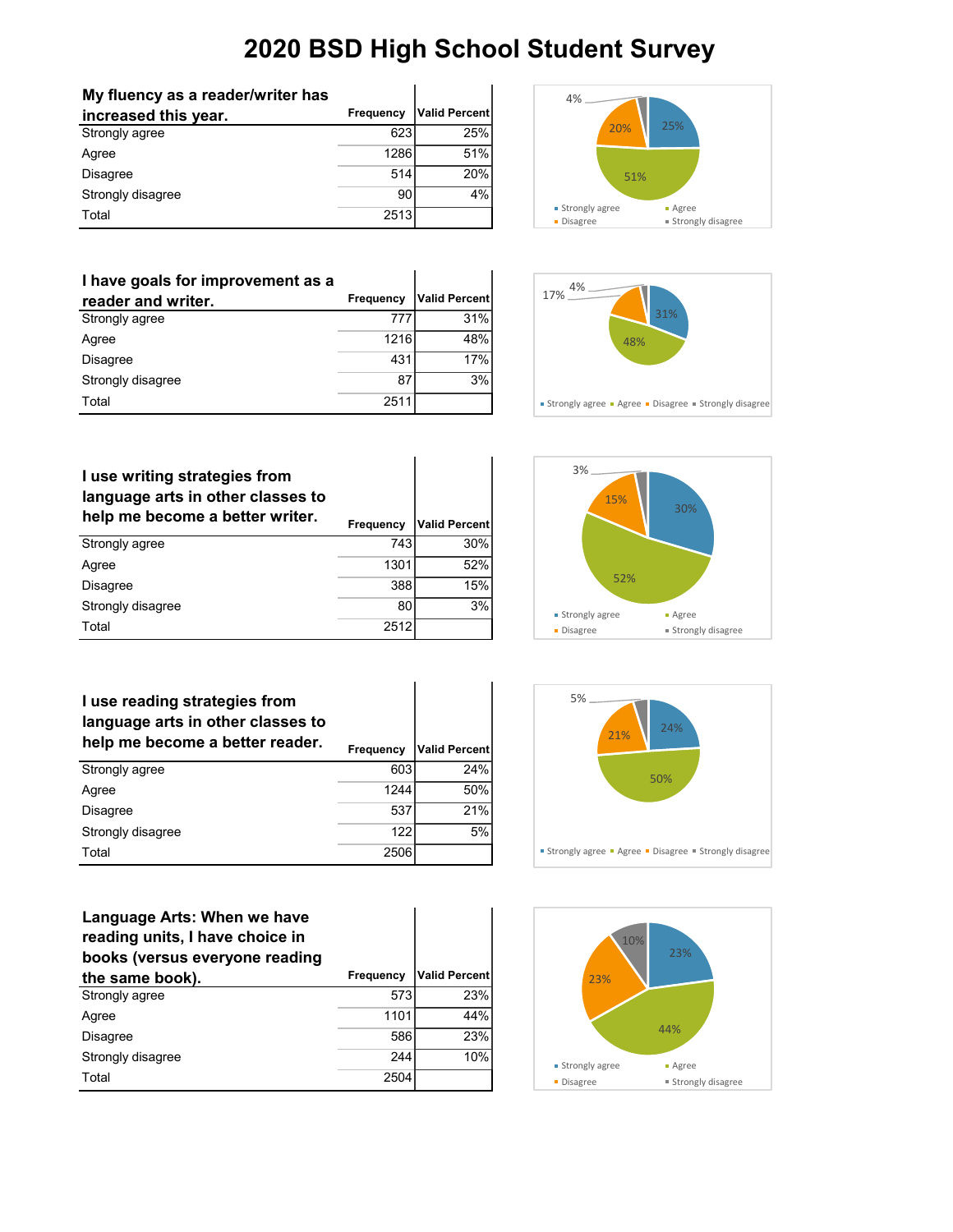# 2020 BSD High School Student Survey

| My fluency as a reader/writer has increased this year. | Frequency | Valid Percent |
|---|---|---|
| Strongly agree | 623 | 25% |
| Agree | 1286 | 51% |
| Disagree | 514 | 20% |
| Strongly disagree | 90 | 4% |
| Total | 2513 | |

4%
20%
25%
51%
Strongly agree
Agree
Disagree
Strongly disagree

| I have goals for improvement as a reader and writer. | Frequency | Valid Percent |
|---|---|---|
| Strongly agree | 777 | 31% |
| Agree | 1216 | 48% |
| Disagree | 431 | 17% |
| Strongly disagree | 87 | 3% |
| Total | 2511 | |

17%
4%
31%
48%
Strongly agree Agree Disagree Strongly disagree

| I use writing strategies from language arts in other classes to help me become a better writer. | Frequency | Valid Percent |
|---|---|---|
| Strongly agree | 743 | 30% |
| Agree | 1301 | 52% |
| Disagree | 388 | 15% |
| Strongly disagree | 80 | 3% |
| Total | 2512 | |

3%
15%
30%
52%
Strongly agree
Agree
Disagree
Strongly disagree

| I use reading strategies from language arts in other classes to help me become a better reader. | Frequency | Valid Percent |
|---|---|---|
| Strongly agree | 603 | 24% |
| Agree | 1244 | 50% |
| Disagree | 537 | 21% |
| Strongly disagree | 122 | 5% |
| Total | 2506 | |

5%
21%
24%
50%
Strongly agree Agree Disagree Strongly disagree

| Language Arts: When we have reading units, I have choice in books (versus everyone reading the same book). | Frequency | Valid Percent |
|---|---|---|
| Strongly agree | 573 | 23% |
| Agree | 1101 | 44% |
| Disagree | 586 | 23% |
| Strongly disagree | 244 | 10% |
| Total | 2504 | |

10%
23%
23%
44%
Strongly agree
Agree
Disagree
Strongly disagree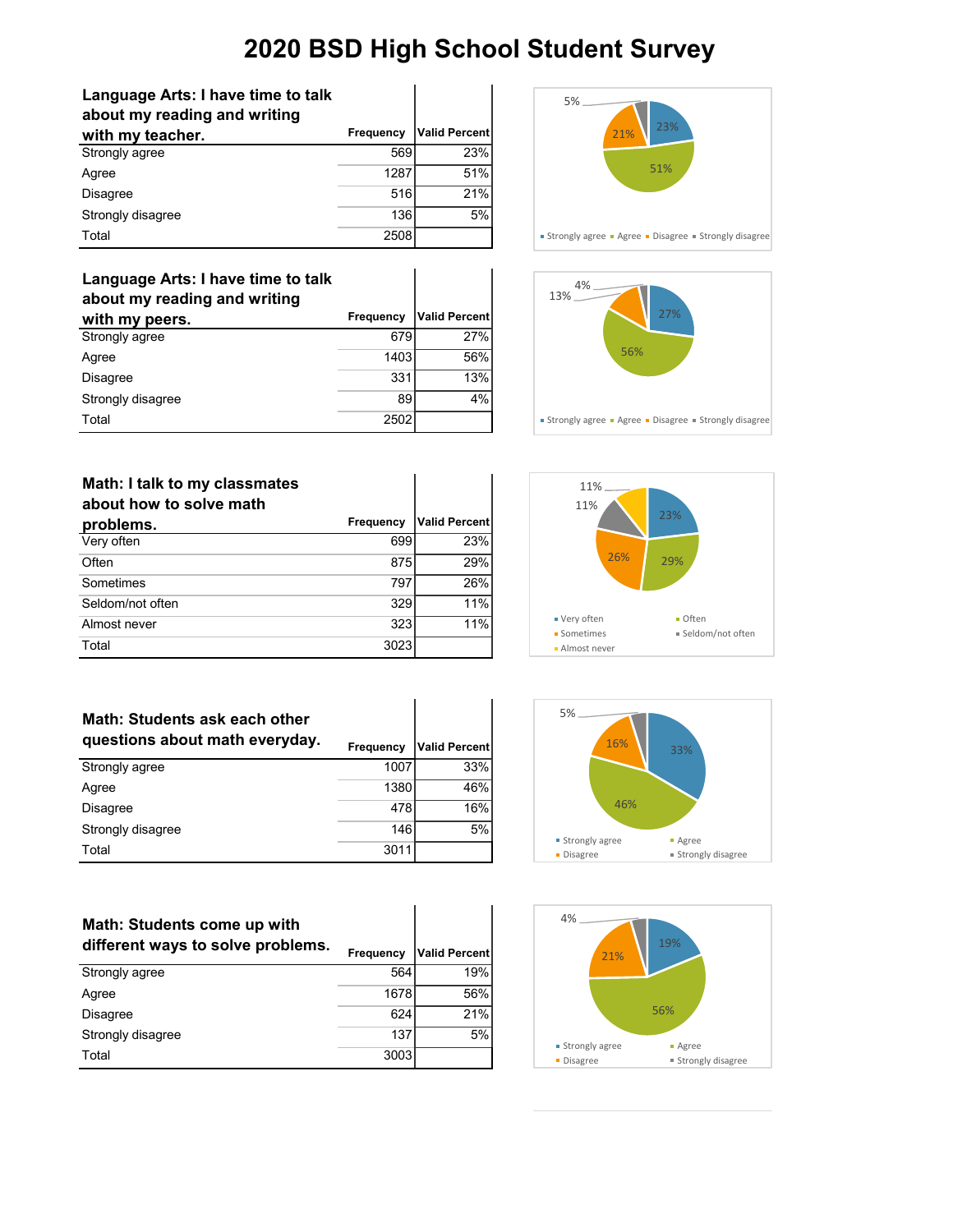# 2020 BSD High School Student Survey

| Language Arts: I have time to talk about my reading and writing with my teacher. | Frequency | Valid Percent |
|---|---|---|
| Strongly agree | 569 | 23% |
| Agree | 1287 | 51% |
| Disagree | 516 | 21% |
| Strongly disagree | 136 | 5% |
| Total | 2508 | |

5%
21%
23%
51%
Strongly agree ▪ Agree ▪ Disagree ▪ Strongly disagree

| Language Arts: I have time to talk about my reading and writing with my peers. | Frequency | Valid Percent |
|---|---|---|
| Strongly agree | 679 | 27% |
| Agree | 1403 | 56% |
| Disagree | 331 | 13% |
| Strongly disagree | 89 | 4% |
| Total | 2502 | |

4%
13%
27%
56%
Strongly agree ▪ Agree ▪ Disagree ▪ Strongly disagree

| Math: I talk to my classmates about how to solve math problems. | Frequency | Valid Percent |
|---|---|---|
| Very often | 699 | 23% |
| Often | 875 | 29% |
| Sometimes | 797 | 26% |
| Seldom/not often | 329 | 11% |
| Almost never | 323 | 11% |
| Total | 3023 | |

11%
11%
23%
26%
29%
Very often ▪ Often ▪ Sometimes ▪ Seldom/not often ▪ Almost never

| Math: Students ask each other questions about math everyday. | Frequency | Valid Percent |
|---|---|---|
| Strongly agree | 1007 | 33% |
| Agree | 1380 | 46% |
| Disagree | 478 | 16% |
| Strongly disagree | 146 | 5% |
| Total | 3011 | |

5%
16%
33%
46%
Strongly agree ▪ Agree ▪ Disagree ▪ Strongly disagree

| Math: Students come up with different ways to solve problems. | Frequency | Valid Percent |
|---|---|---|
| Strongly agree | 564 | 19% |
| Agree | 1678 | 56% |
| Disagree | 624 | 21% |
| Strongly disagree | 137 | 5% |
| Total | 3003 | |

4%
21%
19%
56%
Strongly agree ▪ Agree ▪ Disagree ▪ Strongly disagree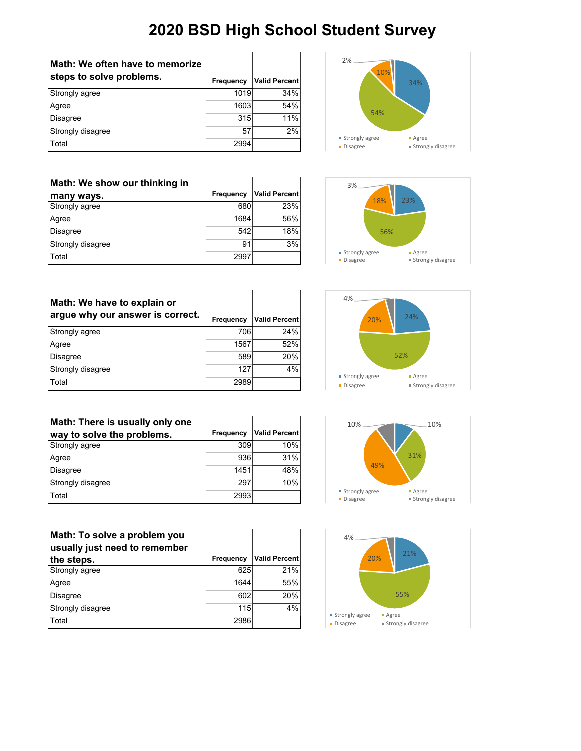# 2020 BSD High School Student Survey

| Math: We often have to memorize steps to solve problems. | Frequency | Valid Percent |
|---|---|---|
| Strongly agree | 1019 | 34% |
| Agree | 1603 | 54% |
| Disagree | 315 | 11% |
| Strongly disagree | 57 | 2% |
| Total | 2994 | |

2%
10%
34%
54%
Strongly agree
Agree
Disagree
Strongly disagree

| Math: We show our thinking in many ways. | Frequency | Valid Percent |
|---|---|---|
| Strongly agree | 680 | 23% |
| Agree | 1684 | 56% |
| Disagree | 542 | 18% |
| Strongly disagree | 91 | 3% |
| Total | 2997 | |

3%
18%
23%
56%
Strongly agree
Agree
Disagree
Strongly disagree

| Math: We have to explain or argue why our answer is correct. | Frequency | Valid Percent |
|---|---|---|
| Strongly agree | 706 | 24% |
| Agree | 1567 | 52% |
| Disagree | 589 | 20% |
| Strongly disagree | 127 | 4% |
| Total | 2989 | |

4%
20%
24%
52%
Strongly agree
Agree
Disagree
Strongly disagree

| Math: There is usually only one way to solve the problems. | Frequency | Valid Percent |
|---|---|---|
| Strongly agree | 309 | 10% |
| Agree | 936 | 31% |
| Disagree | 1451 | 48% |
| Strongly disagree | 297 | 10% |
| Total | 2993 | |

10%
10%
31%
49%
Strongly agree
Agree
Disagree
Strongly disagree

| Math: To solve a problem you usually just need to remember the steps. | Frequency | Valid Percent |
|---|---|---|
| Strongly agree | 625 | 21% |
| Agree | 1644 | 55% |
| Disagree | 602 | 20% |
| Strongly disagree | 115 | 4% |
| Total | 2986 | |

4%
20%
21%
55%
Strongly agree
Agree
Disagree
Strongly disagree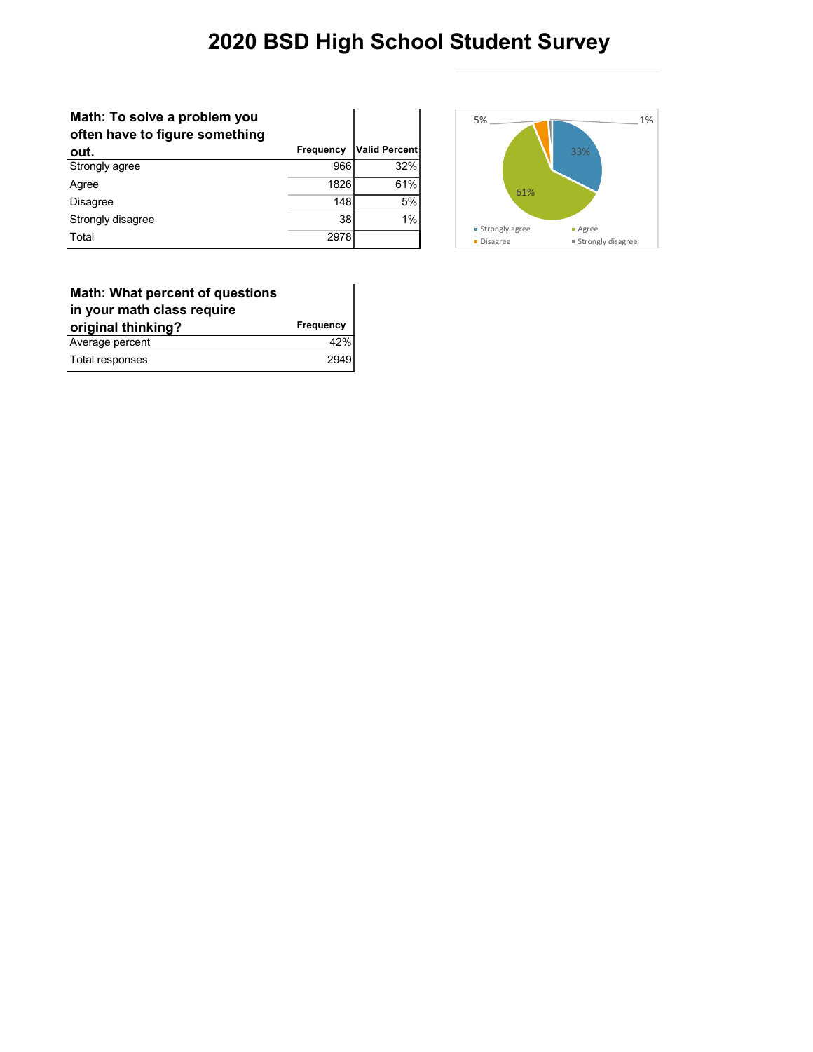# 2020 BSD High School Student Survey

| Math: To solve a problem you often have to figure something out. | Frequency | Valid Percent |
|---|---|---|
| Strongly agree | 966 | 32% |
| Agree | 1826 | 61% |
| Disagree | 148 | 5% |
| Strongly disagree | 38 | 1% |
| Total | 2978 | |

5%
1%
33%
61%
Strongly agree
Agree
Disagree
Strongly disagree

| Math: What percent of questions in your math class require original thinking? | Frequency |
|---|---|
| Average percent | 42% |
| Total responses | 2949 |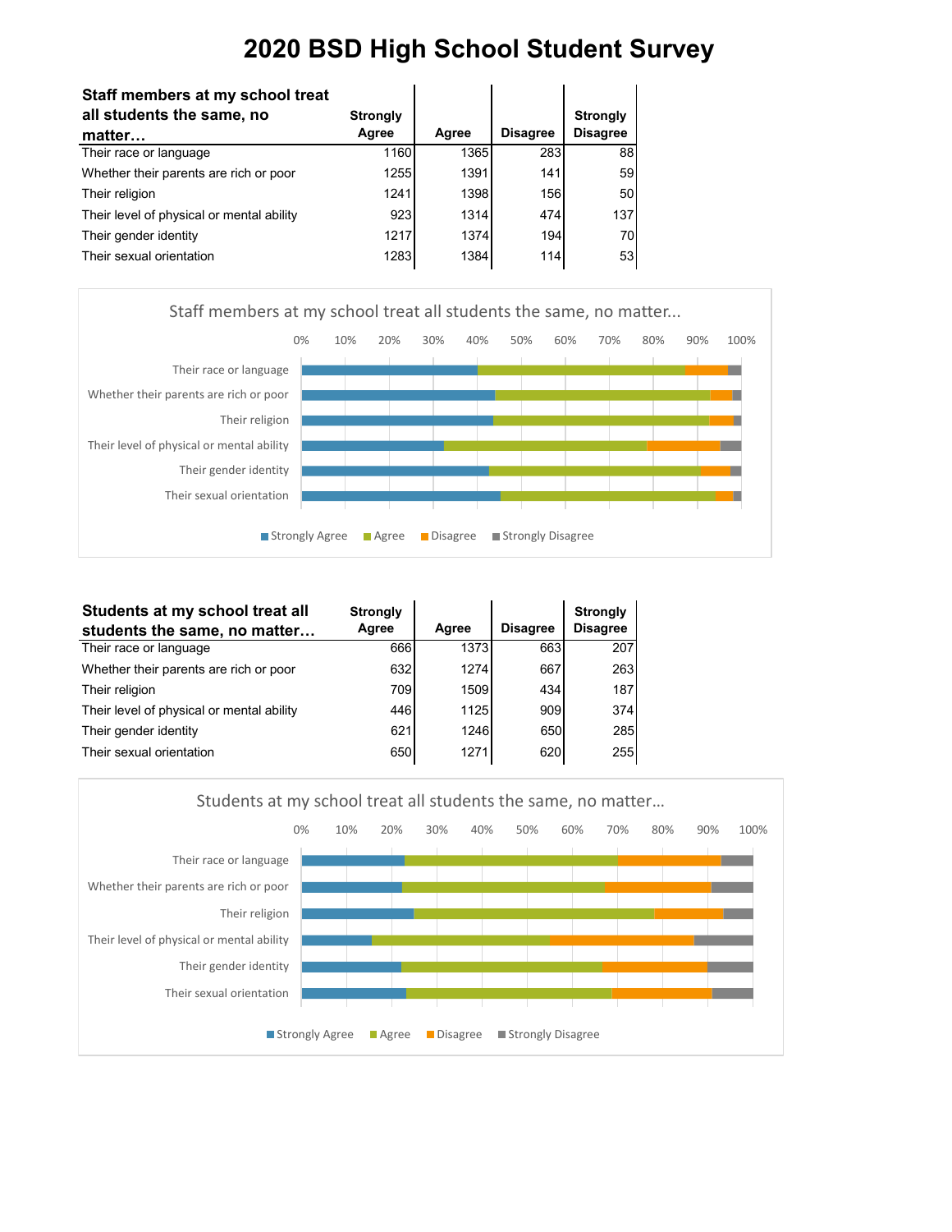# 2020 BSD High School Student Survey

| Staff members at my school treat all students the same, no matter… | Strongly Agree | Agree | Disagree | Strongly Disagree |
|---|---|---|---|---|
| Their race or language | 1160 | 1365 | 283 | 88 |
| Whether their parents are rich or poor | 1255 | 1391 | 141 | 59 |
| Their religion | 1241 | 1398 | 156 | 50 |
| Their level of physical or mental ability | 923 | 1314 | 474 | 137 |
| Their gender identity | 1217 | 1374 | 194 | 70 |
| Their sexual orientation | 1283 | 1384 | 114 | 53 |

Staff members at my school treat all students the same, no matter...

0% 10% 20% 30% 40% 50% 60% 70% 80% 90% 100%

Their race or language
Whether their parents are rich or poor
Their religion
Their level of physical or mental ability
Their gender identity
Their sexual orientation

Strongly Agree, Agree, Disagree, Strongly Disagree

| Students at my school treat all students the same, no matter… | Strongly Agree | Agree | Disagree | Strongly Disagree |
|---|---|---|---|---|
| Their race or language | 666 | 1373 | 663 | 207 |
| Whether their parents are rich or poor | 632 | 1274 | 667 | 263 |
| Their religion | 709 | 1509 | 434 | 187 |
| Their level of physical or mental ability | 446 | 1125 | 909 | 374 |
| Their gender identity | 621 | 1246 | 650 | 285 |
| Their sexual orientation | 650 | 1271 | 620 | 255 |

Students at my school treat all students the same, no matter...

0% 10% 20% 30% 40% 50% 60% 70% 80% 90% 100%

Their race or language
Whether their parents are rich or poor
Their religion
Their level of physical or mental ability
Their gender identity
Their sexual orientation

Strongly Agree, Agree, Disagree, Strongly Disagree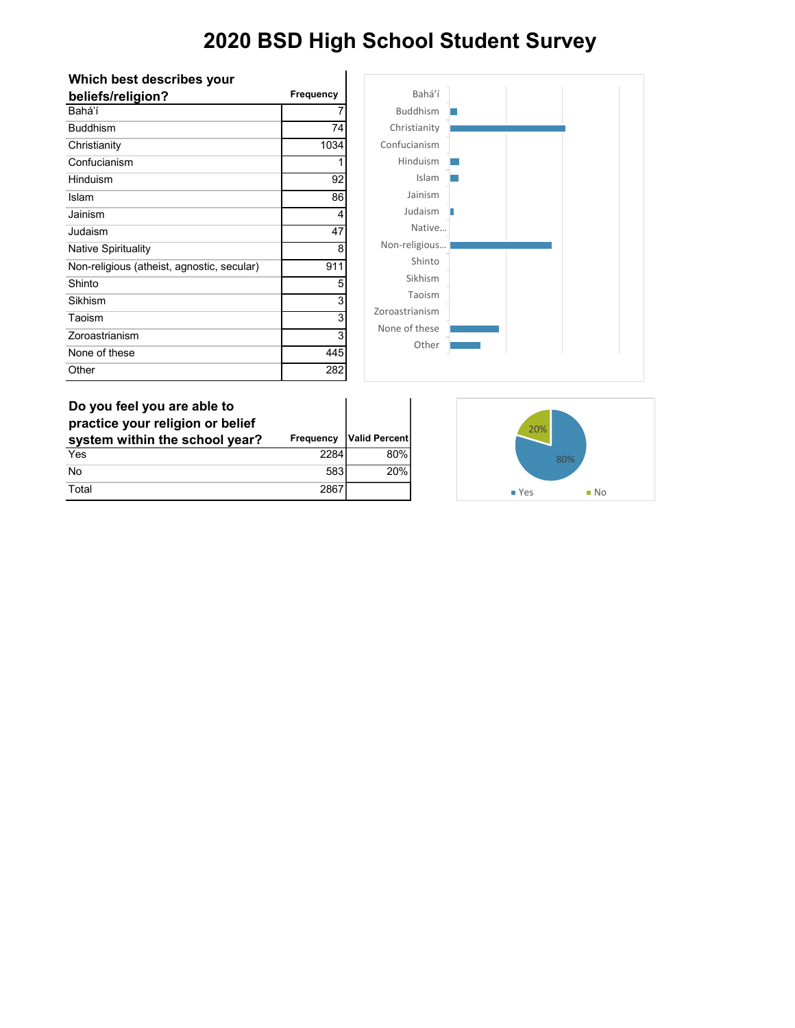# 2020 BSD High School Student Survey

| Which best describes your beliefs/religion? | Frequency |
|---|---|
| Bahá'í | 7 |
| Buddhism | 74 |
| Christianity | 1034 |
| Confucianism | 1 |
| Hinduism | 92 |
| Islam | 86 |
| Jainism | 4 |
| Judaism | 47 |
| Native Spirituality | 8 |
| Non-religious (atheist, agnostic, secular) | 911 |
| Shinto | 5 |
| Sikhism | 3 |
| Taoism | 3 |
| Zoroastrianism | 3 |
| None of these | 445 |
| Other | 282 |

Bahá'í
Buddhism
Christianity
Confucianism
Hinduism
Islam
Jainism
Judaism
Native...
Non-religious...
Shinto
Sikhism
Taoism
Zoroastrianism
None of these
Other

| Do you feel you are able to practice your religion or belief system within the school year? | Frequency | Valid Percent |
|---|---|---|
| Yes | 2284 | 80% |
| No | 583 | 20% |
| Total | 2867 | |

20%
80%
Yes
No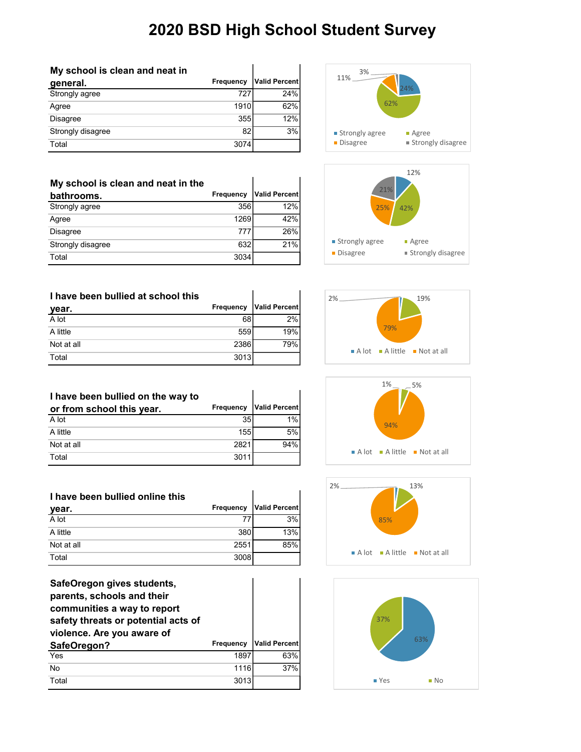# 2020 BSD High School Student Survey

| My school is clean and neat in general. | Frequency | Valid Percent |
|---|---|---|
| Strongly agree | 727 | 24% |
| Agree | 1910 | 62% |
| Disagree | 355 | 12% |
| Strongly disagree | 82 | 3% |
| Total | 3074 | |

3%
11%
24%
62%
Strongly agree
Agree
Disagree
Strongly disagree

| My school is clean and neat in the bathrooms. | Frequency | Valid Percent |
|---|---|---|
| Strongly agree | 356 | 12% |
| Agree | 1269 | 42% |
| Disagree | 777 | 26% |
| Strongly disagree | 632 | 21% |
| Total | 3034 | |

12%
21%
25%
42%
Strongly agree
Agree
Disagree
Strongly disagree

| I have been bullied at school this year. | Frequency | Valid Percent |
|---|---|---|
| A lot | 68 | 2% |
| A little | 559 | 19% |
| Not at all | 2386 | 79% |
| Total | 3013 | |

2%
19%
79%
A lot
A little
Not at all

| I have been bullied on the way to or from school this year. | Frequency | Valid Percent |
|---|---|---|
| A lot | 35 | 1% |
| A little | 155 | 5% |
| Not at all | 2821 | 94% |
| Total | 3011 | |

1%
5%
94%
A lot
A little
Not at all

| I have been bullied online this year. | Frequency | Valid Percent |
|---|---|---|
| A lot | 77 | 3% |
| A little | 380 | 13% |
| Not at all | 2551 | 85% |
| Total | 3008 | |

2%
13%
85%
A lot
A little
Not at all

| SafeOregon gives students, parents, schools and their communities a way to report safety threats or potential acts of violence. Are you aware of SafeOregon? | Frequency | Valid Percent |
|---|---|---|
| Yes | 1897 | 63% |
| No | 1116 | 37% |
| Total | 3013 | |

37%
63%
Yes
No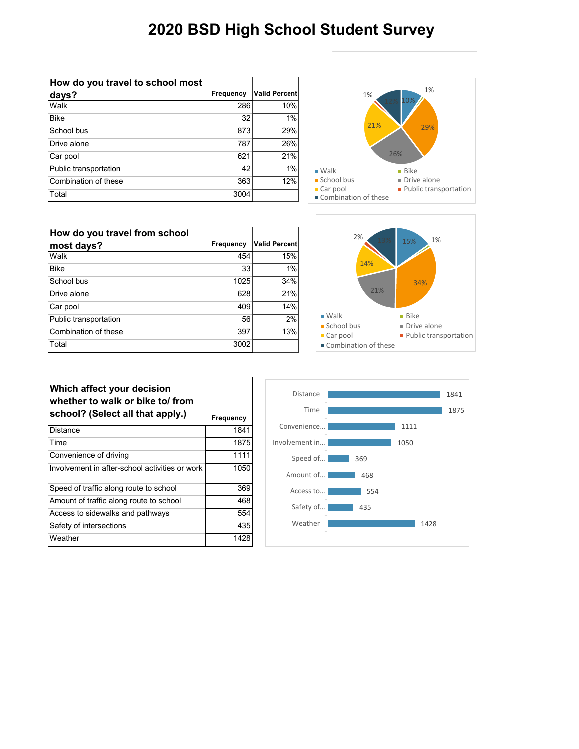# 2020 BSD High School Student Survey

| How do you travel to school most days? | Frequency | Valid Percent |
|---|---|---|
| Walk | 286 | 10% |
| Bike | 32 | 1% |
| School bus | 873 | 29% |
| Drive alone | 787 | 26% |
| Car pool | 621 | 21% |
| Public transportation | 42 | 1% |
| Combination of these | 363 | 12% |
| Total | 3004 | |

1%
12%
10%
1%
21%
29%
26%

Walk
Bike
School bus
Drive alone
Car pool
Public transportation
Combination of these

| How do you travel from school most days? | Frequency | Valid Percent |
|---|---|---|
| Walk | 454 | 15% |
| Bike | 33 | 1% |
| School bus | 1025 | 34% |
| Drive alone | 628 | 21% |
| Car pool | 409 | 14% |
| Public transportation | 56 | 2% |
| Combination of these | 397 | 13% |
| Total | 3002 | |

2%
13%
15%
1%
14%
21%
34%

Walk
Bike
School bus
Drive alone
Car pool
Public transportation
Combination of these

| Which affect your decision whether to walk or bike to/ from school? (Select all that apply.) | Frequency |
|---|---|
| Distance | 1841 |
| Time | 1875 |
| Convenience of driving | 1111 |
| Involvement in after-school activities or work | 1050 |
| Speed of traffic along route to school | 369 |
| Amount of traffic along route to school | 468 |
| Access to sidewalks and pathways | 554 |
| Safety of intersections | 435 |
| Weather | 1428 |

Distance 1841
Time 1875
Convenience... 1111
Involvement in... 1050
Speed of... 369
Amount of... 468
Access to... 554
Safety of... 435
Weather 1428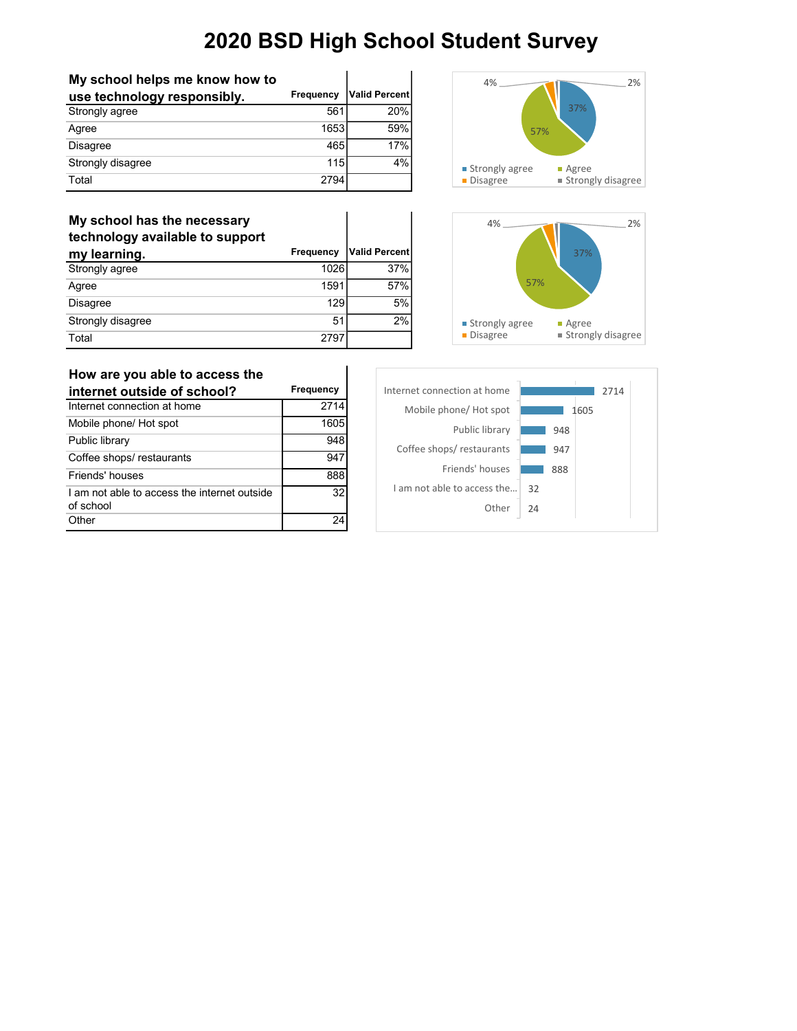# 2020 BSD High School Student Survey

| My school helps me know how to use technology responsibly. | Frequency | Valid Percent |
|---|---|---|
| Strongly agree | 561 | 20% |
| Agree | 1653 | 59% |
| Disagree | 465 | 17% |
| Strongly disagree | 115 | 4% |
| Total | 2794 | |

4%
2%
37%
57%
Strongly agree
Agree
Disagree
Strongly disagree

| My school has the necessary technology available to support my learning. | Frequency | Valid Percent |
|---|---|---|
| Strongly agree | 1026 | 37% |
| Agree | 1591 | 57% |
| Disagree | 129 | 5% |
| Strongly disagree | 51 | 2% |
| Total | 2797 | |

4%
2%
37%
57%
Strongly agree
Agree
Disagree
Strongly disagree

| How are you able to access the internet outside of school? | Frequency |
|---|---|
| Internet connection at home | 2714 |
| Mobile phone/ Hot spot | 1605 |
| Public library | 948 |
| Coffee shops/ restaurants | 947 |
| Friends' houses | 888 |
| I am not able to access the internet outside of school | 32 |
| Other | 24 |

Internet connection at home 2714
Mobile phone/ Hot spot 1605
Public library 948
Coffee shops/ restaurants 947
Friends' houses 888
I am not able to access the... 32
Other 24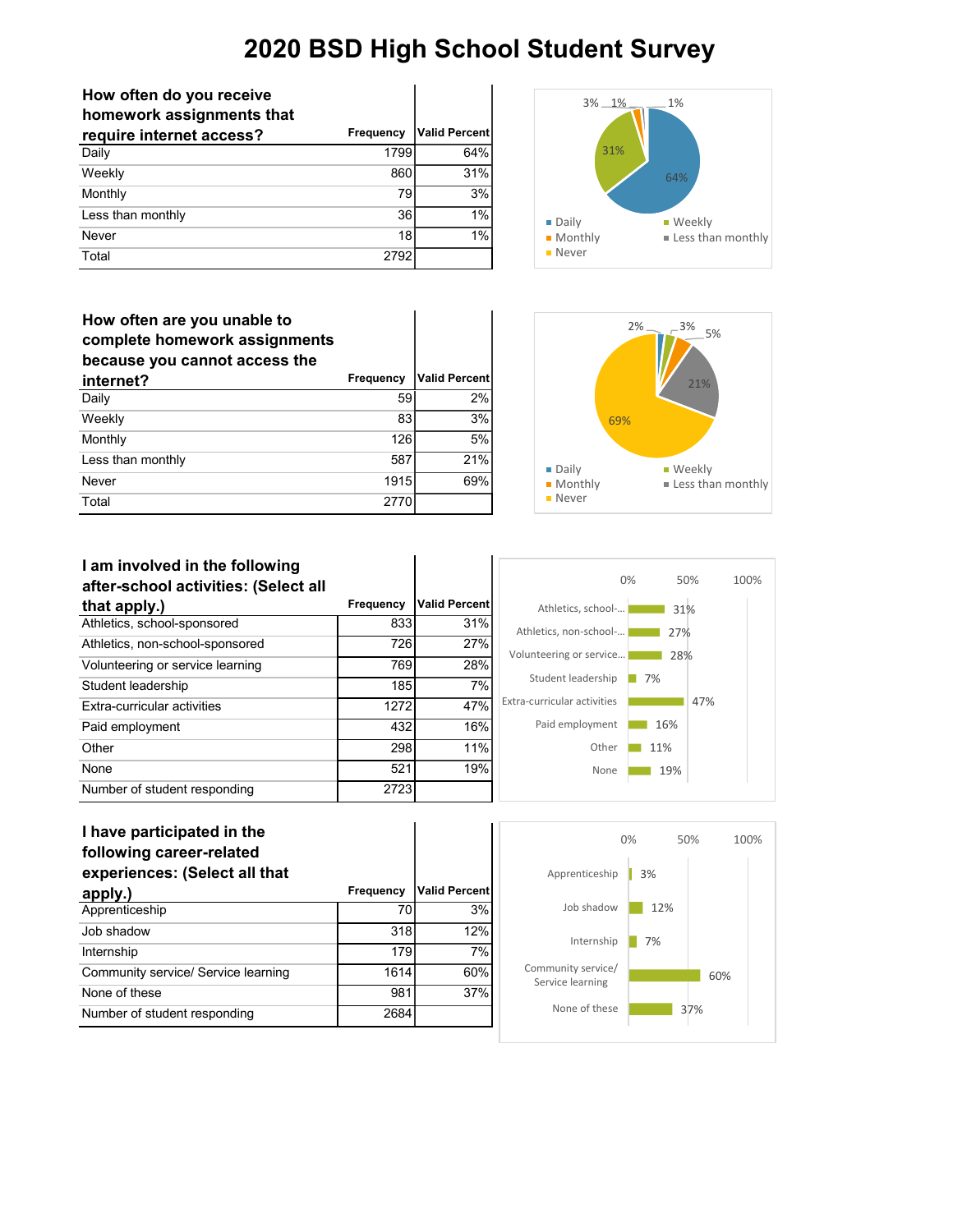# 2020 BSD High School Student Survey

| How often do you receive homework assignments that require internet access? | Frequency | Valid Percent |
|---|---|---|
| Daily | 1799 | 64% |
| Weekly | 860 | 31% |
| Monthly | 79 | 3% |
| Less than monthly | 36 | 1% |
| Never | 18 | 1% |
| Total | 2792 | |

3% 1% 1%
31%
64%
Daily Weekly
Monthly Less than monthly
Never

| How often are you unable to complete homework assignments because you cannot access the internet? | Frequency | Valid Percent |
|---|---|---|
| Daily | 59 | 2% |
| Weekly | 83 | 3% |
| Monthly | 126 | 5% |
| Less than monthly | 587 | 21% |
| Never | 1915 | 69% |
| Total | 2770 | |

2% 3% 5%
21%
69%
Daily Weekly
Monthly Less than monthly
Never

| I am involved in the following after-school activities: (Select all that apply.) | Frequency | Valid Percent |
|---|---|---|
| Athletics, school-sponsored | 833 | 31% |
| Athletics, non-school-sponsored | 726 | 27% |
| Volunteering or service learning | 769 | 28% |
| Student leadership | 185 | 7% |
| Extra-curricular activities | 1272 | 47% |
| Paid employment | 432 | 16% |
| Other | 298 | 11% |
| None | 521 | 19% |
| Number of student responding | 2723 | |

0% 50% 100%
Athletics, school-... 31%
Athletics, non-school-... 27%
Volunteering or service... 28%
Student leadership 7%
Extra-curricular activities 47%
Paid employment 16%
Other 11%
None 19%

| I have participated in the following career-related experiences: (Select all that apply.) | Frequency | Valid Percent |
|---|---|---|
| Apprenticeship | 70 | 3% |
| Job shadow | 318 | 12% |
| Internship | 179 | 7% |
| Community service/ Service learning | 1614 | 60% |
| None of these | 981 | 37% |
| Number of student responding | 2684 | |

0% 50% 100%
Apprenticeship 3%
Job shadow 12%
Internship 7%
Community service/ Service learning 60%
None of these 37%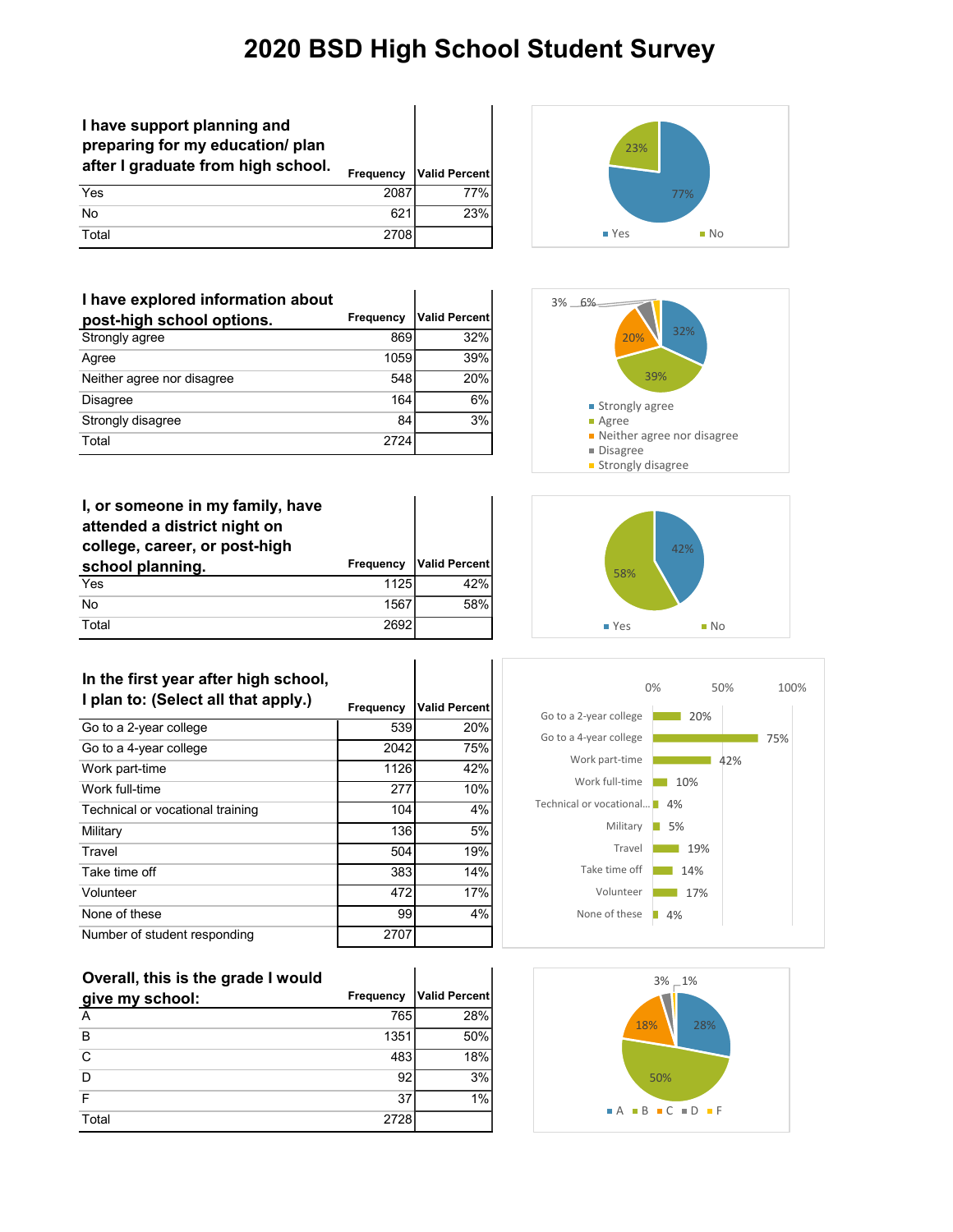# 2020 BSD High School Student Survey

| I have support planning and preparing for my education/ plan after I graduate from high school. | Frequency | Valid Percent |
|---|---|---|
| Yes | 2087 | 77% |
| No | 621 | 23% |
| Total | 2708 | |

23%
77%
Yes
No

| I have explored information about post-high school options. | Frequency | Valid Percent |
|---|---|---|
| Strongly agree | 869 | 32% |
| Agree | 1059 | 39% |
| Neither agree nor disagree | 548 | 20% |
| Disagree | 164 | 6% |
| Strongly disagree | 84 | 3% |
| Total | 2724 | |

3%
6%
20%
32%
39%
Strongly agree
Agree
Neither agree nor disagree
Disagree
Strongly disagree

| I, or someone in my family, have attended a district night on college, career, or post-high school planning. | Frequency | Valid Percent |
|---|---|---|
| Yes | 1125 | 42% |
| No | 1567 | 58% |
| Total | 2692 | |

42%
58%
Yes
No

| In the first year after high school, I plan to: (Select all that apply.) | Frequency | Valid Percent |
|---|---|---|
| Go to a 2-year college | 539 | 20% |
| Go to a 4-year college | 2042 | 75% |
| Work part-time | 1126 | 42% |
| Work full-time | 277 | 10% |
| Technical or vocational training | 104 | 4% |
| Military | 136 | 5% |
| Travel | 504 | 19% |
| Take time off | 383 | 14% |
| Volunteer | 472 | 17% |
| None of these | 99 | 4% |
| Number of student responding | 2707 | |

0%
50%
100%
Go to a 2-year college 20%
Go to a 4-year college 75%
Work part-time 42%
Work full-time 10%
Technical or vocational... 4%
Military 5%
Travel 19%
Take time off 14%
Volunteer 17%
None of these 4%

| Overall, this is the grade I would give my school: | Frequency | Valid Percent |
|---|---|---|
| A | 765 | 28% |
| B | 1351 | 50% |
| C | 483 | 18% |
| D | 92 | 3% |
| F | 37 | 1% |
| Total | 2728 | |

3%
1%
18%
28%
50%
A
B
C
D
F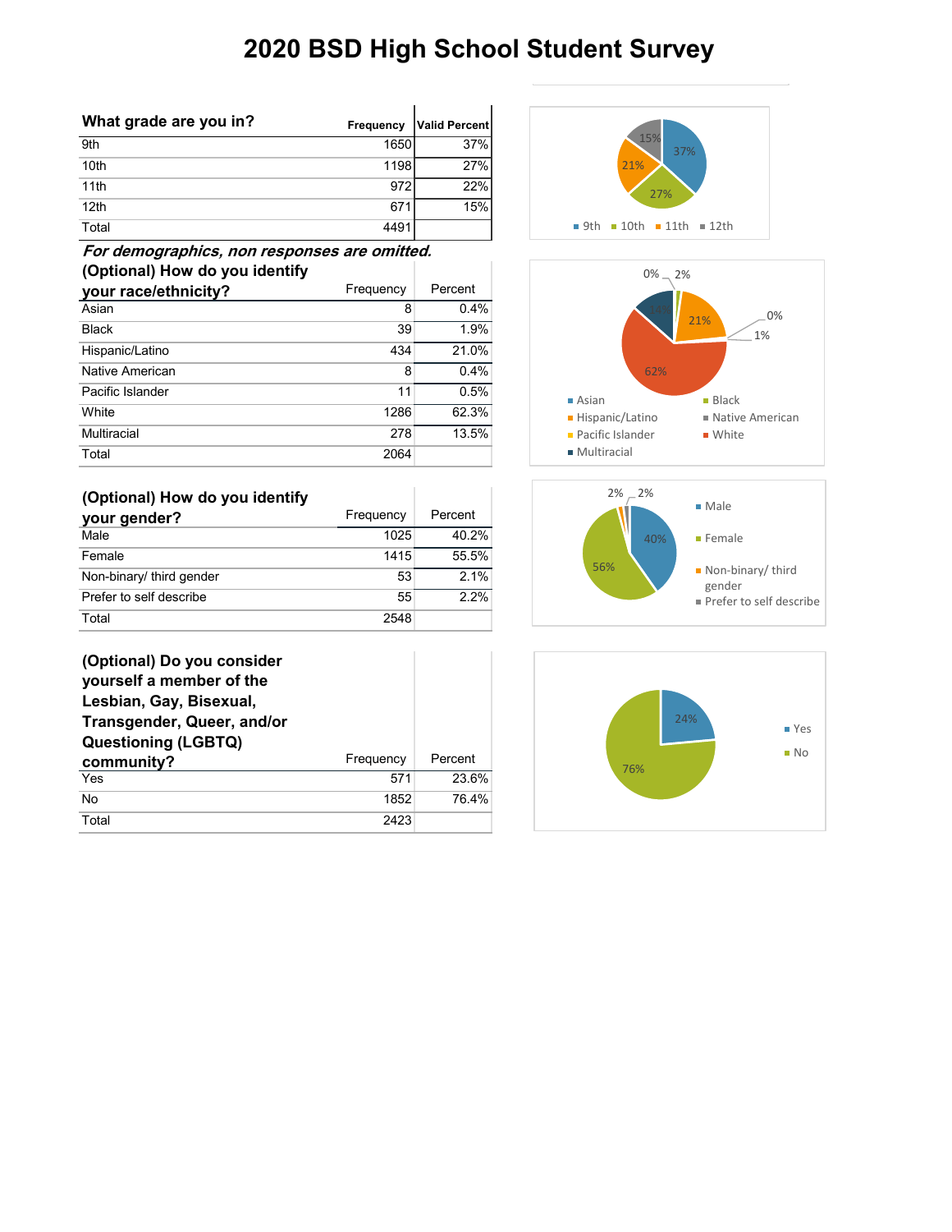# 2020 BSD High School Student Survey

| What grade are you in? | Frequency | Valid Percent |
|---|---|---|
| 9th | 1650 | 37% |
| 10th | 1198 | 27% |
| 11th | 972 | 22% |
| 12th | 671 | 15% |
| Total | 4491 | |

15%
37%
21%
27%
9th 10th 11th 12th

***For demographics, non responses are omitted.***

| (Optional) How do you identify your race/ethnicity? | Frequency | Percent |
|---|---|---|
| Asian | 8 | 0.4% |
| Black | 39 | 1.9% |
| Hispanic/Latino | 434 | 21.0% |
| Native American | 8 | 0.4% |
| Pacific Islander | 11 | 0.5% |
| White | 1286 | 62.3% |
| Multiracial | 278 | 13.5% |
| Total | 2064 | |

0% 2%
14%
21%
0%
1%
62%
Asian Black Hispanic/Latino Native American Pacific Islander White Multiracial

| (Optional) How do you identify your gender? | Frequency | Percent |
|---|---|---|
| Male | 1025 | 40.2% |
| Female | 1415 | 55.5% |
| Non-binary/ third gender | 53 | 2.1% |
| Prefer to self describe | 55 | 2.2% |
| Total | 2548 | |

2% 2%
40%
56%
Male Female Non-binary/ third gender Prefer to self describe

| (Optional) Do you consider yourself a member of the Lesbian, Gay, Bisexual, Transgender, Queer, and/or Questioning (LGBTQ) community? | Frequency | Percent |
|---|---|---|
| Yes | 571 | 23.6% |
| No | 1852 | 76.4% |
| Total | 2423 | |

24%
76%
Yes No